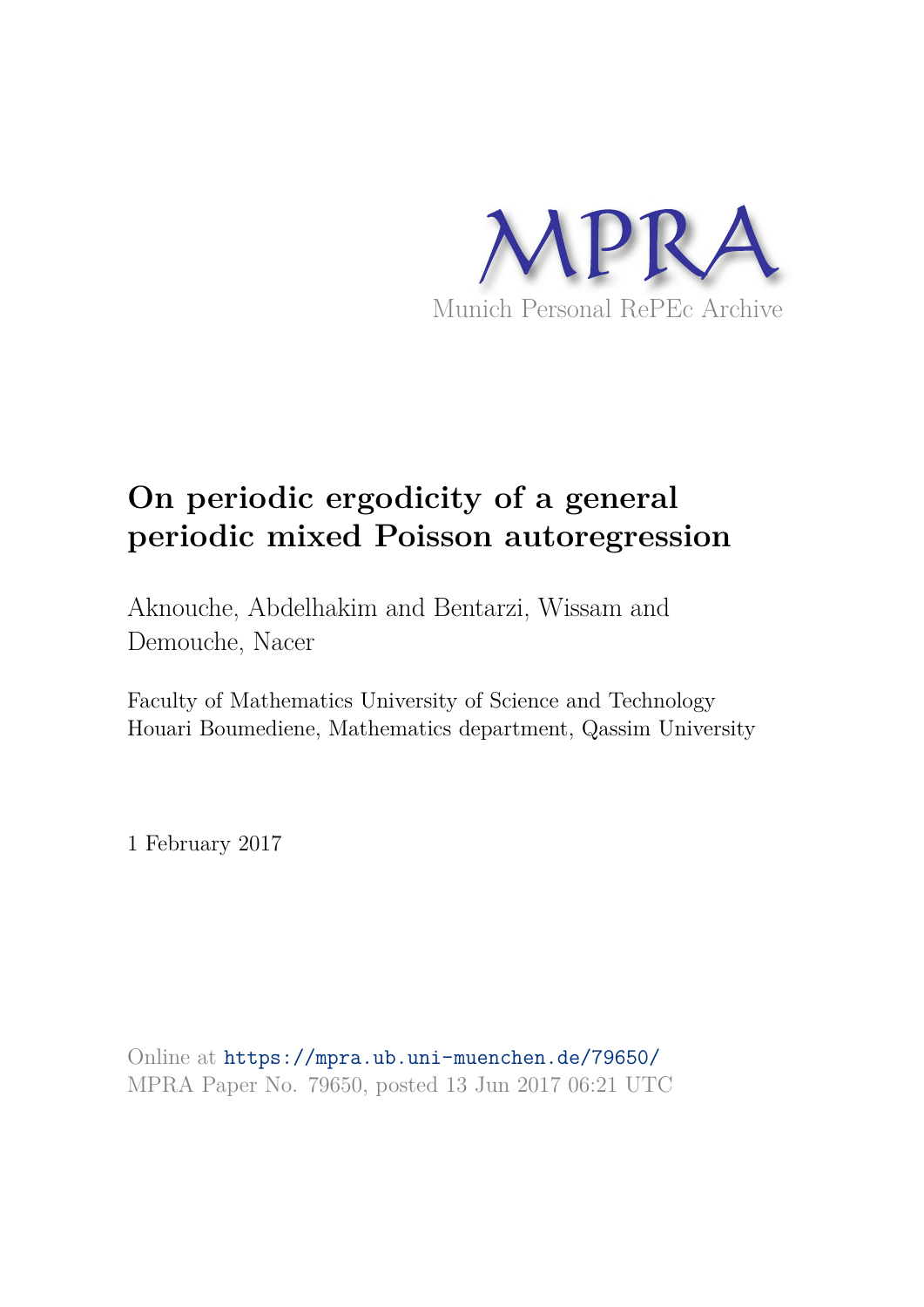MPRA

Munich Personal RePEc Archive

# On periodic ergodicity of a general periodic mixed Poisson autoregression

Aknouche, Abdelhakim and Bentarzi, Wissam and Demouche, Nacer

Faculty of Mathematics University of Science and Technology Houari Boumediene, Mathematics department, Qassim University

1 February 2017

Online at https://mpra.ub.uni-muenchen.de/79650/
MPRA Paper No. 79650, posted 13 Jun 2017 06:21 UTC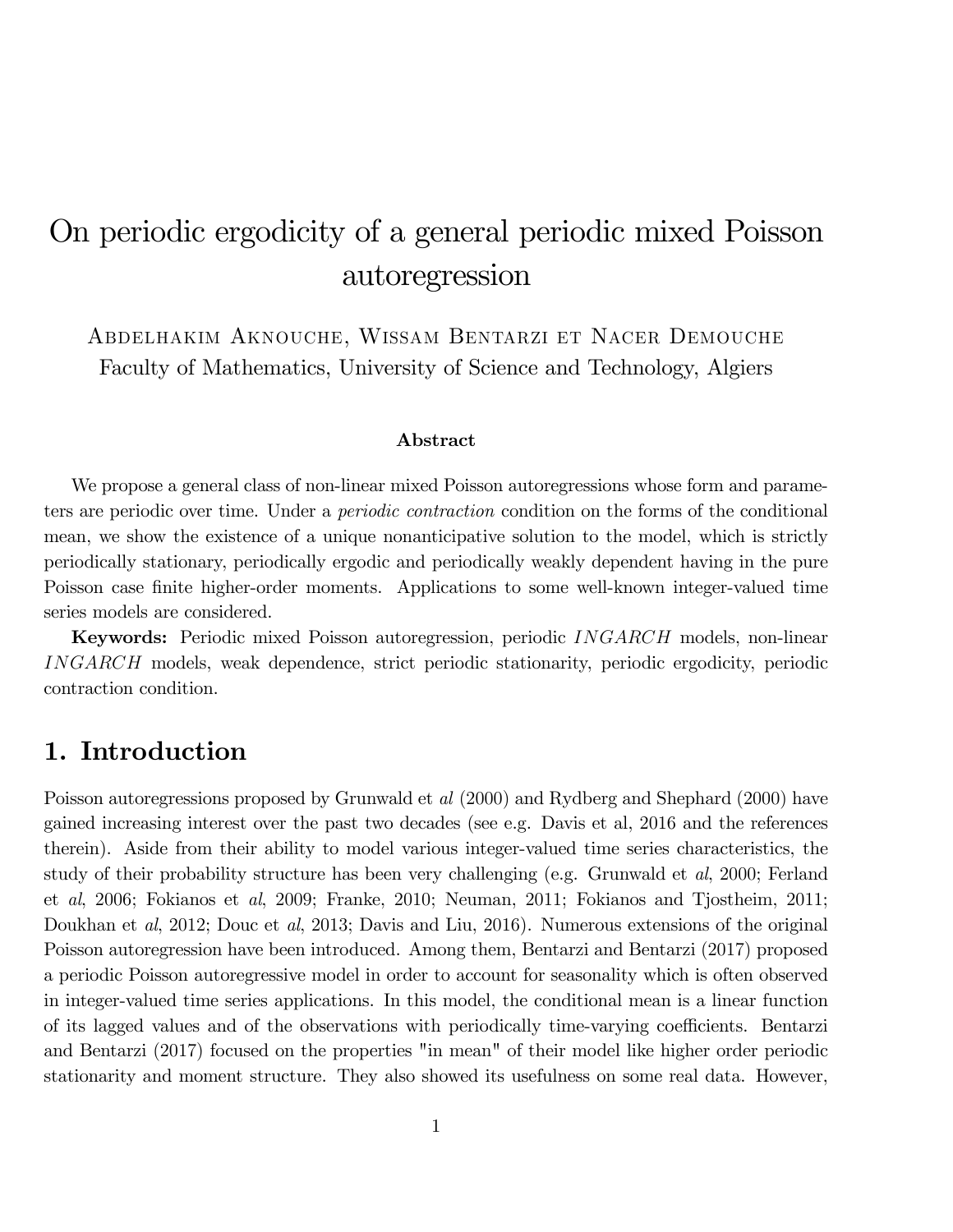# On periodic ergodicity of a general periodic mixed Poisson autoregression

Abdelhakim Aknouche, Wissam Bentarzi et Nacer Demouche
Faculty of Mathematics, University of Science and Technology, Algiers

**Abstract**

We propose a general class of non-linear mixed Poisson autoregressions whose form and parameters are periodic over time. Under a *periodic contraction* condition on the forms of the conditional mean, we show the existence of a unique nonanticipative solution to the model, which is strictly periodically stationary, periodically ergodic and periodically weakly dependent having in the pure Poisson case finite higher-order moments. Applications to some well-known integer-valued time series models are considered.

**Keywords:** Periodic mixed Poisson autoregression, periodic $INGARCH$ models, non-linear $INGARCH$ models, weak dependence, strict periodic stationarity, periodic ergodicity, periodic contraction condition.

## 1. Introduction

Poisson autoregressions proposed by Grunwald et *al* (2000) and Rydberg and Shephard (2000) have gained increasing interest over the past two decades (see e.g. Davis et al, 2016 and the references therein). Aside from their ability to model various integer-valued time series characteristics, the study of their probability structure has been very challenging (e.g. Grunwald et *al*, 2000; Ferland et *al*, 2006; Fokianos et *al*, 2009; Franke, 2010; Neuman, 2011; Fokianos and Tjostheim, 2011; Doukhan et *al*, 2012; Douc et *al*, 2013; Davis and Liu, 2016). Numerous extensions of the original Poisson autoregression have been introduced. Among them, Bentarzi and Bentarzi (2017) proposed a periodic Poisson autoregressive model in order to account for seasonality which is often observed in integer-valued time series applications. In this model, the conditional mean is a linear function of its lagged values and of the observations with periodically time-varying coefficients. Bentarzi and Bentarzi (2017) focused on the properties "in mean" of their model like higher order periodic stationarity and moment structure. They also showed its usefulness on some real data. However,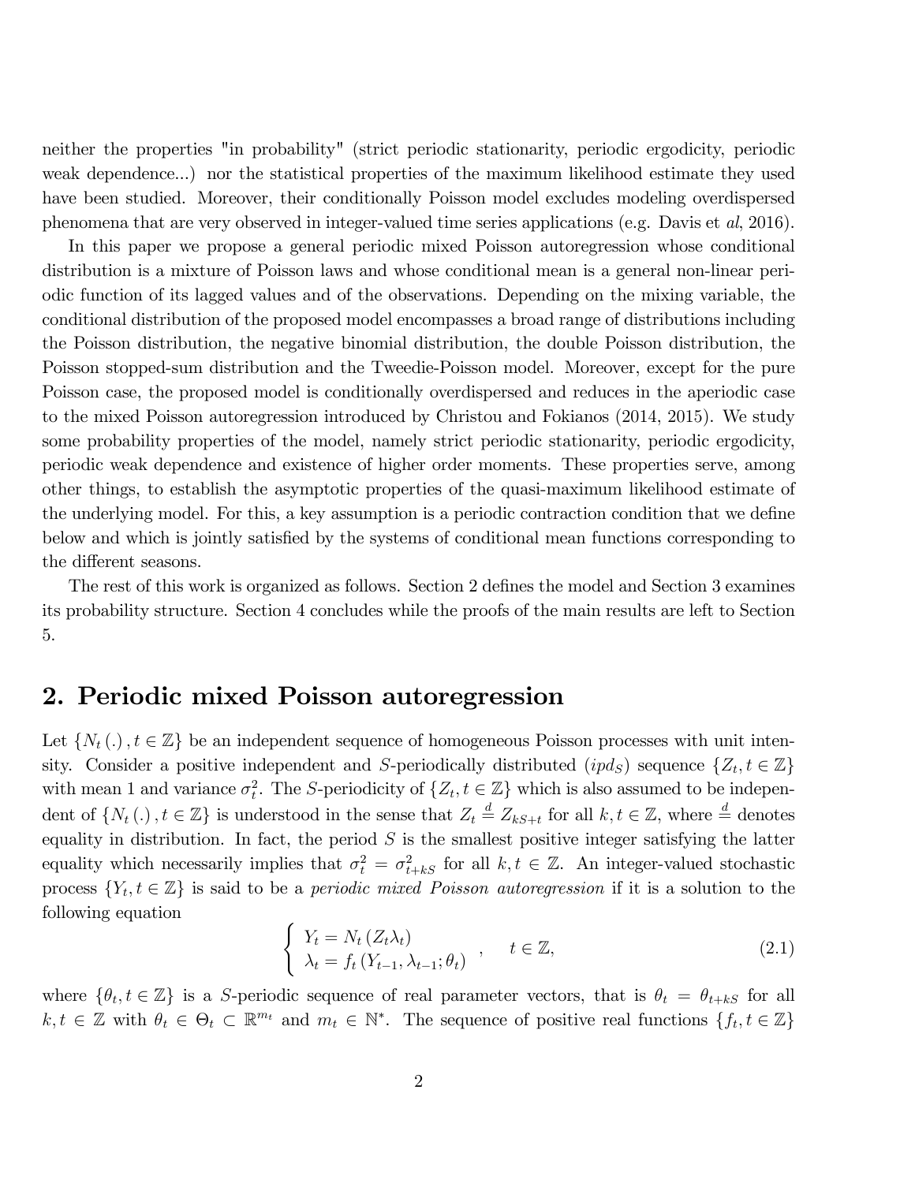neither the properties "in probability" (strict periodic stationarity, periodic ergodicity, periodic weak dependence...) nor the statistical properties of the maximum likelihood estimate they used have been studied. Moreover, their conditionally Poisson model excludes modeling overdispersed phenomena that are very observed in integer-valued time series applications (e.g. Davis et *al*, 2016).

In this paper we propose a general periodic mixed Poisson autoregression whose conditional distribution is a mixture of Poisson laws and whose conditional mean is a general non-linear periodic function of its lagged values and of the observations. Depending on the mixing variable, the conditional distribution of the proposed model encompasses a broad range of distributions including the Poisson distribution, the negative binomial distribution, the double Poisson distribution, the Poisson stopped-sum distribution and the Tweedie-Poisson model. Moreover, except for the pure Poisson case, the proposed model is conditionally overdispersed and reduces in the aperiodic case to the mixed Poisson autoregression introduced by Christou and Fokianos (2014, 2015). We study some probability properties of the model, namely strict periodic stationarity, periodic ergodicity, periodic weak dependence and existence of higher order moments. These properties serve, among other things, to establish the asymptotic properties of the quasi-maximum likelihood estimate of the underlying model. For this, a key assumption is a periodic contraction condition that we define below and which is jointly satisfied by the systems of conditional mean functions corresponding to the different seasons.

The rest of this work is organized as follows. Section 2 defines the model and Section 3 examines its probability structure. Section 4 concludes while the proofs of the main results are left to Section 5.

## 2. Periodic mixed Poisson autoregression

Let $\{N_t(.), t \in \mathbb{Z}\}$ be an independent sequence of homogeneous Poisson processes with unit intensity. Consider a positive independent and $S$-periodically distributed ($ipd_S$) sequence $\{Z_t, t \in \mathbb{Z}\}$ with mean 1 and variance $\sigma_t^2$. The $S$-periodicity of $\{Z_t, t \in \mathbb{Z}\}$ which is also assumed to be independent of $\{N_t(.), t \in \mathbb{Z}\}$ is understood in the sense that $Z_t \overset{d}{=} Z_{kS+t}$ for all $k, t \in \mathbb{Z}$, where $\overset{d}{=}$ denotes equality in distribution. In fact, the period $S$ is the smallest positive integer satisfying the latter equality which necessarily implies that $\sigma_t^2 = \sigma_{t+kS}^2$ for all $k, t \in \mathbb{Z}$. An integer-valued stochastic process $\{Y_t, t \in \mathbb{Z}\}$ is said to be a *periodic mixed Poisson autoregression* if it is a solution to the following equation

$$\begin{cases} Y_t = N_t(Z_t \lambda_t) \\ \lambda_t = f_t(Y_{t-1}, \lambda_{t-1}; \theta_t) \end{cases}, \quad t \in \mathbb{Z}, \tag{2.1}$$

where $\{\theta_t, t \in \mathbb{Z}\}$ is a $S$-periodic sequence of real parameter vectors, that is $\theta_t = \theta_{t+kS}$ for all $k, t \in \mathbb{Z}$ with $\theta_t \in \Theta_t \subset \mathbb{R}^{m_t}$ and $m_t \in \mathbb{N}^*$. The sequence of positive real functions $\{f_t, t \in \mathbb{Z}\}$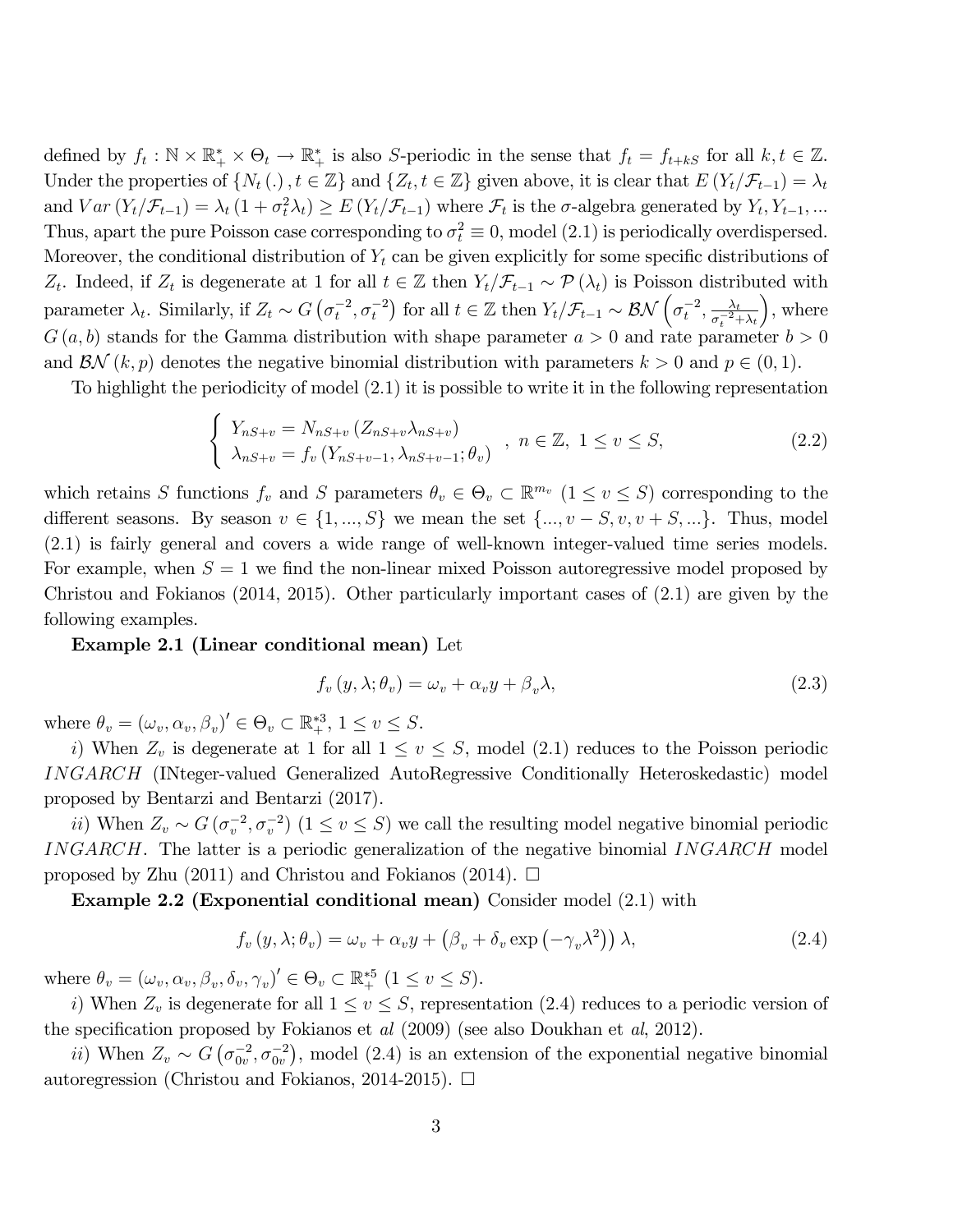defined by $f_t : \mathbb{N} \times \mathbb{R}_+^* \times \Theta_t \to \mathbb{R}_+^*$ is also $S$-periodic in the sense that $f_t = f_{t+kS}$ for all $k, t \in \mathbb{Z}$. Under the properties of $\{N_t(.), t \in \mathbb{Z}\}$ and $\{Z_t, t \in \mathbb{Z}\}$ given above, it is clear that $E(Y_t/\mathcal{F}_{t-1}) = \lambda_t$ and $Var(Y_t/\mathcal{F}_{t-1}) = \lambda_t(1 + \sigma_t^2 \lambda_t) \geq E(Y_t/\mathcal{F}_{t-1})$ where $\mathcal{F}_t$ is the $\sigma$-algebra generated by $Y_t, Y_{t-1}, \ldots$ Thus, apart the pure Poisson case corresponding to $\sigma_t^2 \equiv 0$, model (2.1) is periodically overdispersed. Moreover, the conditional distribution of $Y_t$ can be given explicitly for some specific distributions of $Z_t$. Indeed, if $Z_t$ is degenerate at 1 for all $t \in \mathbb{Z}$ then $Y_t/\mathcal{F}_{t-1} \sim \mathcal{P}(\lambda_t)$ is Poisson distributed with parameter $\lambda_t$. Similarly, if $Z_t \sim G(\sigma_t^{-2}, \sigma_t^{-2})$ for all $t \in \mathbb{Z}$ then $Y_t/\mathcal{F}_{t-1} \sim \mathcal{BN}\left(\sigma_t^{-2}, \frac{\lambda_t}{\sigma_t^{-2}+\lambda_t}\right)$, where $G(a, b)$ stands for the Gamma distribution with shape parameter $a > 0$ and rate parameter $b > 0$ and $\mathcal{BN}(k, p)$ denotes the negative binomial distribution with parameters $k > 0$ and $p \in (0, 1)$.

To highlight the periodicity of model (2.1) it is possible to write it in the following representation

$$
\left\{
\begin{array}{l}
Y_{nS+v} = N_{nS+v}(Z_{nS+v}\lambda_{nS+v}) \\
\lambda_{nS+v} = f_v(Y_{nS+v-1}, \lambda_{nS+v-1}; \theta_v)
\end{array}
\right. , \; n \in \mathbb{Z}, \; 1 \leq v \leq S, \tag{2.2}
$$

which retains $S$ functions $f_v$ and $S$ parameters $\theta_v \in \Theta_v \subset \mathbb{R}^{m_v}$ $(1 \leq v \leq S)$ corresponding to the different seasons. By season $v \in \{1, \ldots, S\}$ we mean the set $\{\ldots, v - S, v, v + S, \ldots\}$. Thus, model (2.1) is fairly general and covers a wide range of well-known integer-valued time series models. For example, when $S = 1$ we find the non-linear mixed Poisson autoregressive model proposed by Christou and Fokianos (2014, 2015). Other particularly important cases of (2.1) are given by the following examples.

**Example 2.1 (Linear conditional mean)** Let

$$
f_v(y, \lambda; \theta_v) = \omega_v + \alpha_v y + \beta_v \lambda, \tag{2.3}
$$

where $\theta_v = (\omega_v, \alpha_v, \beta_v)' \in \Theta_v \subset \mathbb{R}_+^{*3}$, $1 \leq v \leq S$.

*i)* When $Z_v$ is degenerate at 1 for all $1 \leq v \leq S$, model (2.1) reduces to the Poisson periodic *INGARCH* (INteger-valued Generalized AutoRegressive Conditionally Heteroskedastic) model proposed by Bentarzi and Bentarzi (2017).

*ii)* When $Z_v \sim G(\sigma_v^{-2}, \sigma_v^{-2})$ $(1 \leq v \leq S)$ we call the resulting model negative binomial periodic *INGARCH*. The latter is a periodic generalization of the negative binomial *INGARCH* model proposed by Zhu (2011) and Christou and Fokianos (2014). □

**Example 2.2 (Exponential conditional mean)** Consider model (2.1) with

$$
f_v(y, \lambda; \theta_v) = \omega_v + \alpha_v y + \left(\beta_v + \delta_v \exp\left(-\gamma_v \lambda^2\right)\right) \lambda, \tag{2.4}
$$

where $\theta_v = (\omega_v, \alpha_v, \beta_v, \delta_v, \gamma_v)' \in \Theta_v \subset \mathbb{R}_+^{*5}$ $(1 \leq v \leq S)$.

*i)* When $Z_v$ is degenerate for all $1 \leq v \leq S$, representation (2.4) reduces to a periodic version of the specification proposed by Fokianos et *al* (2009) (see also Doukhan et *al*, 2012).

*ii)* When $Z_v \sim G(\sigma_{0v}^{-2}, \sigma_{0v}^{-2})$, model (2.4) is an extension of the exponential negative binomial autoregression (Christou and Fokianos, 2014-2015). □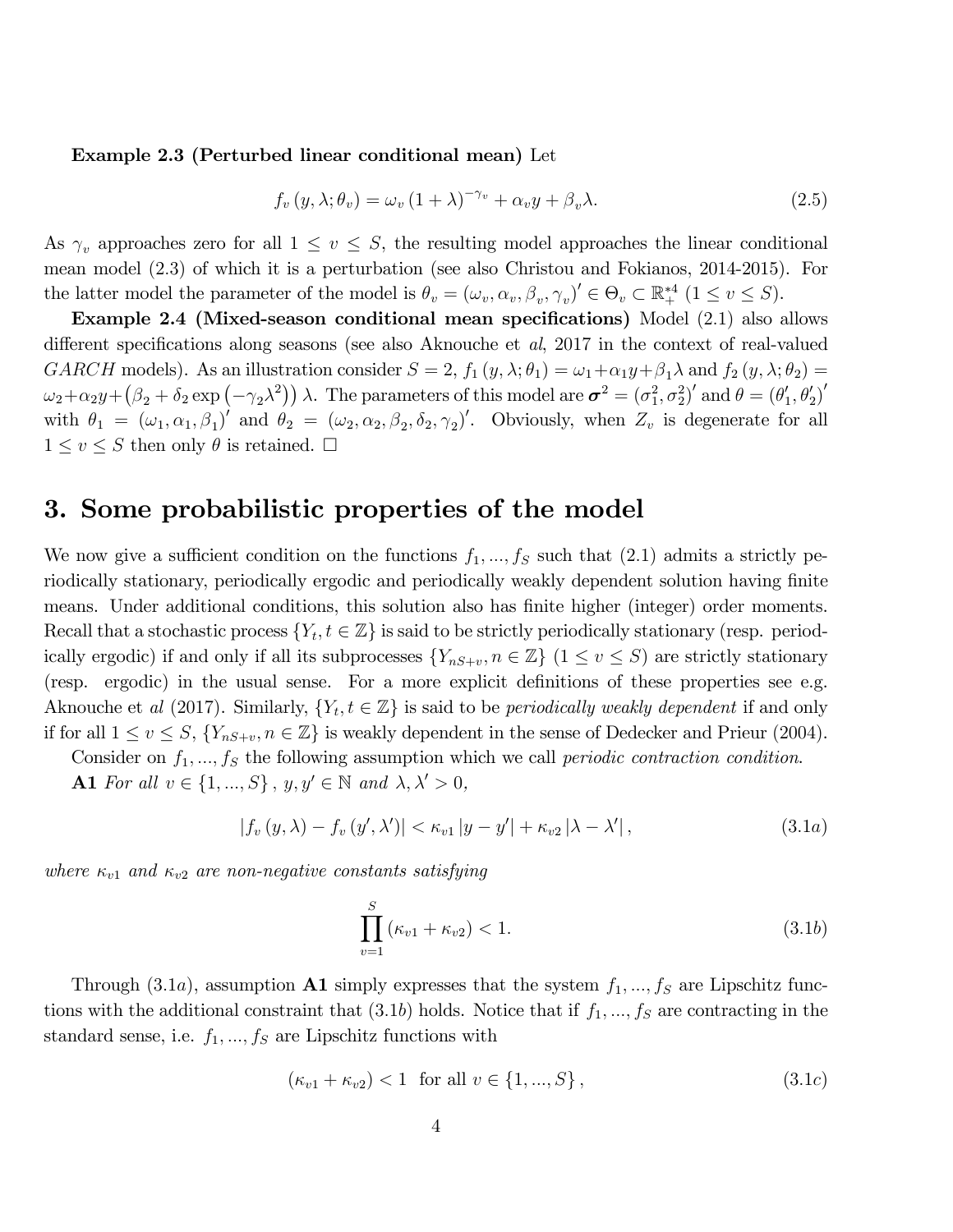**Example 2.3 (Perturbed linear conditional mean)** Let

$$f_v\left(y,\lambda;\theta_v\right)=\omega_v\left(1+\lambda\right)^{-\gamma_v}+\alpha_v y+\beta_v\lambda. \tag{2.5}$$

As $\gamma_v$ approaches zero for all $1\leq v\leq S$, the resulting model approaches the linear conditional mean model (2.3) of which it is a perturbation (see also Christou and Fokianos, 2014-2015). For the latter model the parameter of the model is $\theta_v=\left(\omega_v,\alpha_v,\beta_v,\gamma_v\right)'\in\Theta_v\subset\mathbb{R}_+^{*4}$ $(1\leq v\leq S)$.

**Example 2.4 (Mixed-season conditional mean specifications)** Model (2.1) also allows different specifications along seasons (see also Aknouche et *al*, 2017 in the context of real-valued $GARCH$ models). As an illustration consider $S=2$, $f_1\left(y,\lambda;\theta_1\right)=\omega_1+\alpha_1 y+\beta_1\lambda$ and $f_2\left(y,\lambda;\theta_2\right)=\omega_2+\alpha_2 y+\left(\beta_2+\delta_2\exp\left(-\gamma_2\lambda^2\right)\right)\lambda$. The parameters of this model are $\boldsymbol{\sigma}^2=\left(\sigma_1^2,\sigma_2^2\right)'$ and $\theta=\left(\theta_1',\theta_2'\right)'$ with $\theta_1=\left(\omega_1,\alpha_1,\beta_1\right)'$ and $\theta_2=\left(\omega_2,\alpha_2,\beta_2,\delta_2,\gamma_2\right)'$. Obviously, when $Z_v$ is degenerate for all $1\leq v\leq S$ then only $\theta$ is retained. $\square$

## 3. Some probabilistic properties of the model

We now give a sufficient condition on the functions $f_1,...,f_S$ such that (2.1) admits a strictly periodically stationary, periodically ergodic and periodically weakly dependent solution having finite means. Under additional conditions, this solution also has finite higher (integer) order moments. Recall that a stochastic process $\{Y_t,t\in\mathbb{Z}\}$ is said to be strictly periodically stationary (resp. periodically ergodic) if and only if all its subprocesses $\{Y_{nS+v},n\in\mathbb{Z}\}$ $(1\leq v\leq S)$ are strictly stationary (resp. ergodic) in the usual sense. For a more explicit definitions of these properties see e.g. Aknouche et *al* (2017). Similarly, $\{Y_t,t\in\mathbb{Z}\}$ is said to be *periodically weakly dependent* if and only if for all $1\leq v\leq S$, $\{Y_{nS+v},n\in\mathbb{Z}\}$ is weakly dependent in the sense of Dedecker and Prieur (2004).

Consider on $f_1,...,f_S$ the following assumption which we call *periodic contraction condition*.

**A1** *For all* $v\in\{1,...,S\}$, $y,y'\in\mathbb{N}$ *and* $\lambda,\lambda'>0$,

$$\left|f_v\left(y,\lambda\right)-f_v\left(y',\lambda'\right)\right|<\kappa_{v1}\left|y-y'\right|+\kappa_{v2}\left|\lambda-\lambda'\right|, \tag{3.1a}$$

*where* $\kappa_{v1}$ *and* $\kappa_{v2}$ *are non-negative constants satisfying*

$$\prod_{v=1}^{S}\left(\kappa_{v1}+\kappa_{v2}\right)<1. \tag{3.1b}$$

Through $(3.1a)$, assumption **A1** simply expresses that the system $f_1,...,f_S$ are Lipschitz functions with the additional constraint that $(3.1b)$ holds. Notice that if $f_1,...,f_S$ are contracting in the standard sense, i.e. $f_1,...,f_S$ are Lipschitz functions with

$$\left(\kappa_{v1}+\kappa_{v2}\right)<1\ \text{ for all } v\in\{1,...,S\}, \tag{3.1c}$$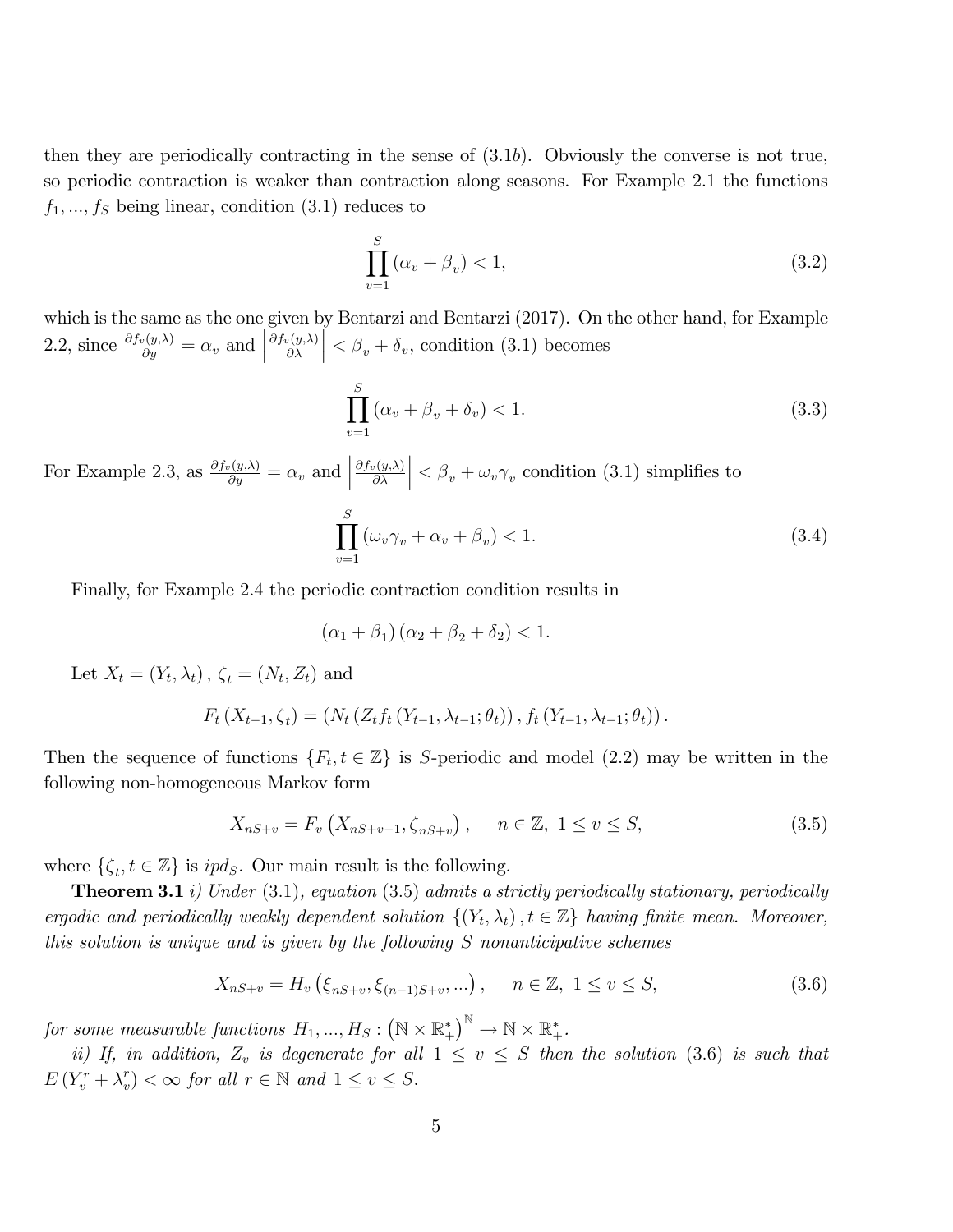then they are periodically contracting in the sense of (3.1$b$). Obviously the converse is not true, so periodic contraction is weaker than contraction along seasons. For Example 2.1 the functions $f_1, ..., f_S$ being linear, condition (3.1) reduces to

$$\prod_{v=1}^{S} \left(\alpha_v + \beta_v\right) < 1, \tag{3.2}$$

which is the same as the one given by Bentarzi and Bentarzi (2017). On the other hand, for Example 2.2, since $\frac{\partial f_v(y,\lambda)}{\partial y} = \alpha_v$ and $\left|\frac{\partial f_v(y,\lambda)}{\partial \lambda}\right| < \beta_v + \delta_v$, condition (3.1) becomes

$$\prod_{v=1}^{S} \left(\alpha_v + \beta_v + \delta_v\right) < 1. \tag{3.3}$$

For Example 2.3, as $\frac{\partial f_v(y,\lambda)}{\partial y} = \alpha_v$ and $\left|\frac{\partial f_v(y,\lambda)}{\partial \lambda}\right| < \beta_v + \omega_v \gamma_v$ condition (3.1) simplifies to

$$\prod_{v=1}^{S} \left(\omega_v \gamma_v + \alpha_v + \beta_v\right) < 1. \tag{3.4}$$

Finally, for Example 2.4 the periodic contraction condition results in

$$\left(\alpha_1 + \beta_1\right)\left(\alpha_2 + \beta_2 + \delta_2\right) < 1.$$

Let $X_t = (Y_t, \lambda_t)$, $\zeta_t = (N_t, Z_t)$ and

$$F_t\left(X_{t-1}, \zeta_t\right) = \left(N_t\left(Z_t f_t\left(Y_{t-1}, \lambda_{t-1}; \theta_t\right)\right), f_t\left(Y_{t-1}, \lambda_{t-1}; \theta_t\right)\right).$$

Then the sequence of functions $\{F_t, t \in \mathbb{Z}\}$ is $S$-periodic and model (2.2) may be written in the following non-homogeneous Markov form

$$X_{nS+v} = F_v\left(X_{nS+v-1}, \zeta_{nS+v}\right), \quad n \in \mathbb{Z},\ 1 \leq v \leq S, \tag{3.5}$$

where $\{\zeta_t, t \in \mathbb{Z}\}$ is $ipd_S$. Our main result is the following.

**Theorem 3.1** *i) Under* (3.1)*, equation* (3.5) *admits a strictly periodically stationary, periodically ergodic and periodically weakly dependent solution* $\{(Y_t, \lambda_t), t \in \mathbb{Z}\}$ *having finite mean. Moreover, this solution is unique and is given by the following* $S$ *nonanticipative schemes*

$$X_{nS+v} = H_v\left(\xi_{nS+v}, \xi_{(n-1)S+v}, ...\right), \quad n \in \mathbb{Z},\ 1 \leq v \leq S, \tag{3.6}$$

*for some measurable functions* $H_1, ..., H_S : \left(\mathbb{N} \times \mathbb{R}_+^*\right)^{\mathbb{N}} \to \mathbb{N} \times \mathbb{R}_+^*$.

*ii) If, in addition,* $Z_v$ *is degenerate for all* $1 \leq v \leq S$ *then the solution* (3.6) *is such that* $E\left(Y_v^r + \lambda_v^r\right) < \infty$ *for all* $r \in \mathbb{N}$ *and* $1 \leq v \leq S$.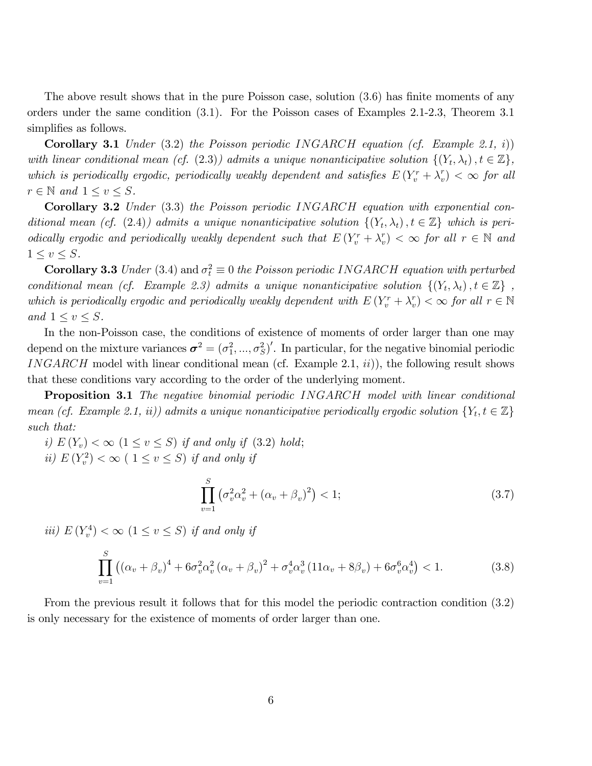The above result shows that in the pure Poisson case, solution (3.6) has finite moments of any orders under the same condition (3.1). For the Poisson cases of Examples 2.1-2.3, Theorem 3.1 simplifies as follows.

**Corollary 3.1** *Under* (3.2) *the Poisson periodic $INGARCH$ equation (cf. Example 2.1, i)) with linear conditional mean (cf.* (2.3)*) admits a unique nonanticipative solution $\{(Y_t, \lambda_t), t \in \mathbb{Z}\}$, which is periodically ergodic, periodically weakly dependent and satisfies $E(Y_v^r + \lambda_v^r) < \infty$ for all $r \in \mathbb{N}$ and $1 \leq v \leq S$.*

**Corollary 3.2** *Under* (3.3) *the Poisson periodic $INGARCH$ equation with exponential conditional mean (cf.* (2.4)*) admits a unique nonanticipative solution $\{(Y_t, \lambda_t), t \in \mathbb{Z}\}$ which is periodically ergodic and periodically weakly dependent such that $E(Y_v^r + \lambda_v^r) < \infty$ for all $r \in \mathbb{N}$ and $1 \leq v \leq S$.*

**Corollary 3.3** *Under* (3.4) and $\sigma_t^2 \equiv 0$ *the Poisson periodic $INGARCH$ equation with perturbed conditional mean (cf. Example 2.3) admits a unique nonanticipative solution $\{(Y_t, \lambda_t), t \in \mathbb{Z}\}$, which is periodically ergodic and periodically weakly dependent with $E(Y_v^r + \lambda_v^r) < \infty$ for all $r \in \mathbb{N}$ and $1 \leq v \leq S$.*

In the non-Poisson case, the conditions of existence of moments of order larger than one may depend on the mixture variances $\boldsymbol{\sigma}^2 = (\sigma_1^2, ..., \sigma_S^2)'$. In particular, for the negative binomial periodic $INGARCH$ model with linear conditional mean (cf. Example 2.1, *ii*)), the following result shows that these conditions vary according to the order of the underlying moment.

**Proposition 3.1** *The negative binomial periodic $INGARCH$ model with linear conditional mean (cf. Example 2.1, ii)) admits a unique nonanticipative periodically ergodic solution $\{Y_t, t \in \mathbb{Z}\}$ such that:*

*i) $E(Y_v) < \infty$ $(1 \leq v \leq S)$ if and only if* (3.2) *hold;*

*ii) $E(Y_v^2) < \infty$ $(1 \leq v \leq S)$ if and only if*

$$\prod_{v=1}^{S} \left( \sigma_v^2 \alpha_v^2 + (\alpha_v + \beta_v)^2 \right) < 1; \tag{3.7}$$

*iii) $E(Y_v^4) < \infty$ $(1 \leq v \leq S)$ if and only if*

$$\prod_{v=1}^{S} \left( (\alpha_v + \beta_v)^4 + 6\sigma_v^2 \alpha_v^2 (\alpha_v + \beta_v)^2 + \sigma_v^4 \alpha_v^3 (11\alpha_v + 8\beta_v) + 6\sigma_v^6 \alpha_v^4 \right) < 1. \tag{3.8}$$

From the previous result it follows that for this model the periodic contraction condition (3.2) is only necessary for the existence of moments of order larger than one.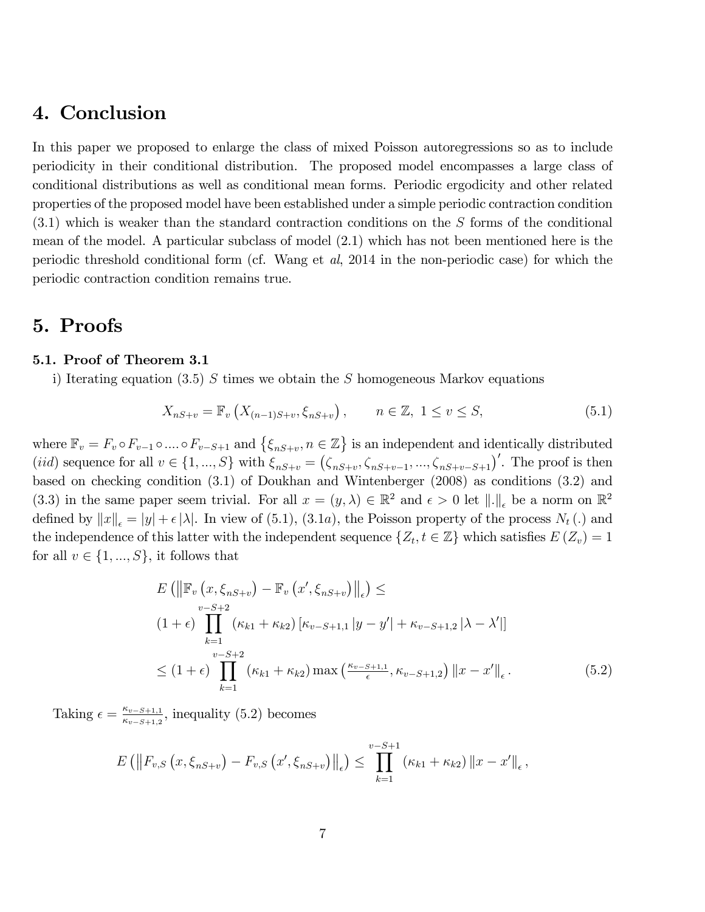# 4. Conclusion

In this paper we proposed to enlarge the class of mixed Poisson autoregressions so as to include periodicity in their conditional distribution. The proposed model encompasses a large class of conditional distributions as well as conditional mean forms. Periodic ergodicity and other related properties of the proposed model have been established under a simple periodic contraction condition (3.1) which is weaker than the standard contraction conditions on the $S$ forms of the conditional mean of the model. A particular subclass of model (2.1) which has not been mentioned here is the periodic threshold conditional form (cf. Wang et *al*, 2014 in the non-periodic case) for which the periodic contraction condition remains true.

# 5. Proofs

### 5.1. Proof of Theorem 3.1

i) Iterating equation (3.5) $S$ times we obtain the $S$ homogeneous Markov equations

$$X_{nS+v} = \mathbb{F}_v\left(X_{(n-1)S+v}, \xi_{nS+v}\right), \qquad n \in \mathbb{Z},\ 1 \leq v \leq S, \tag{5.1}$$

where $\mathbb{F}_v = F_v \circ F_{v-1} \circ .... \circ F_{v-S+1}$ and $\left\{\xi_{nS+v}, n \in \mathbb{Z}\right\}$ is an independent and identically distributed (*iid*) sequence for all $v \in \{1, ..., S\}$ with $\xi_{nS+v} = \left(\zeta_{nS+v}, \zeta_{nS+v-1}, ..., \zeta_{nS+v-S+1}\right)'$. The proof is then based on checking condition (3.1) of Doukhan and Wintenberger (2008) as conditions (3.2) and (3.3) in the same paper seem trivial. For all $x = (y, \lambda) \in \mathbb{R}^2$ and $\epsilon > 0$ let $\|.\|_\epsilon$ be a norm on $\mathbb{R}^2$ defined by $\|x\|_\epsilon = |y| + \epsilon\,|\lambda|$. In view of (5.1), (3.1$a$), the Poisson property of the process $N_t\,(.)$ and the independence of this latter with the independent sequence $\{Z_t, t \in \mathbb{Z}\}$ which satisfies $E\,(Z_v) = 1$ for all $v \in \{1, ..., S\}$, it follows that

$$\begin{aligned}
&E\left(\left\|\mathbb{F}_v\left(x, \xi_{nS+v}\right) - \mathbb{F}_v\left(x', \xi_{nS+v}\right)\right\|_\epsilon\right) \leq \\
&(1+\epsilon) \prod_{k=1}^{v-S+2} \left(\kappa_{k1} + \kappa_{k2}\right)\left[\kappa_{v-S+1,1}\left|y - y'\right| + \kappa_{v-S+1,2}\left|\lambda - \lambda'\right|\right] \\
&\leq (1+\epsilon) \prod_{k=1}^{v-S+2} \left(\kappa_{k1} + \kappa_{k2}\right) \max\left(\tfrac{\kappa_{v-S+1,1}}{\epsilon}, \kappa_{v-S+1,2}\right)\left\|x - x'\right\|_\epsilon .
\end{aligned} \tag{5.2}$$

Taking $\epsilon = \frac{\kappa_{v-S+1,1}}{\kappa_{v-S+1,2}}$, inequality (5.2) becomes

$$E\left(\left\|F_{v,S}\left(x, \xi_{nS+v}\right) - F_{v,S}\left(x', \xi_{nS+v}\right)\right\|_\epsilon\right) \leq \prod_{k=1}^{v-S+1} \left(\kappa_{k1} + \kappa_{k2}\right)\left\|x - x'\right\|_\epsilon ,$$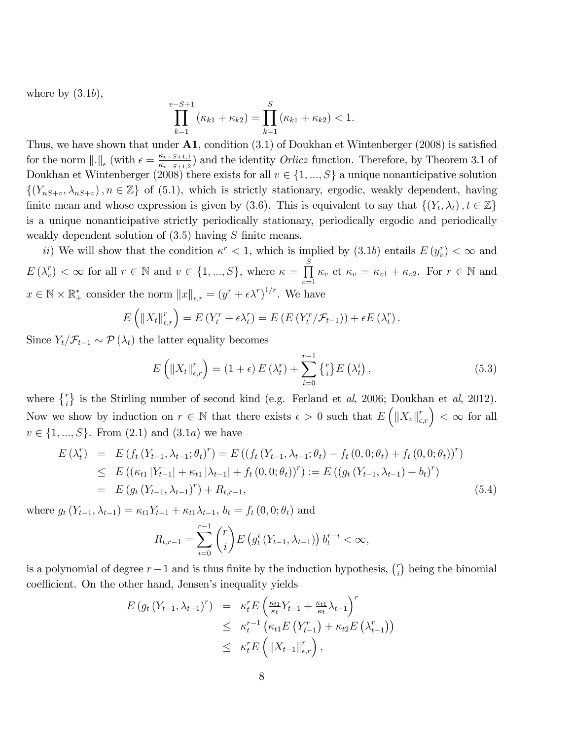where by $(3.1b)$,

$$\prod_{k=1}^{v-S+1}(\kappa_{k1}+\kappa_{k2})=\prod_{k=1}^{S}(\kappa_{k1}+\kappa_{k2})<1.$$

Thus, we have shown that under **A1**, condition (3.1) of Doukhan et Wintenberger (2008) is satisfied for the norm $\|.\|_{\epsilon}$ (with $\epsilon=\frac{\kappa_{v-S+1,1}}{\kappa_{v-S+1,2}}$) and the identity *Orlicz* function. Therefore, by Theorem 3.1 of Doukhan et Wintenberger (2008) there exists for all $v\in\{1,...,S\}$ a unique nonanticipative solution $\{(Y_{nS+v},\lambda_{nS+v}),n\in\mathbb{Z}\}$ of (5.1), which is strictly stationary, ergodic, weakly dependent, having finite mean and whose expression is given by (3.6). This is equivalent to say that $\{(Y_t,\lambda_t),t\in\mathbb{Z}\}$ is a unique nonanticipative strictly periodically stationary, periodically ergodic and periodically weakly dependent solution of (3.5) having $S$ finite means.

*ii)* We will show that the condition $\kappa^r<1$, which is implied by $(3.1b)$ entails $E(y_v^r)<\infty$ and $E(\lambda_v^r)<\infty$ for all $r\in\mathbb{N}$ and $v\in\{1,...,S\}$, where $\kappa=\prod_{v=1}^{S}\kappa_v$ et $\kappa_v=\kappa_{v1}+\kappa_{v2}$. For $r\in\mathbb{N}$ and $x\in\mathbb{N}\times\mathbb{R}_+^*$ consider the norm $\|x\|_{\epsilon,r}=(y^r+\epsilon\lambda^r)^{1/r}$. We have

$$E\left(\|X_t\|_{\epsilon,r}^r\right)=E\left(Y_t^r+\epsilon\lambda_t^r\right)=E\left(E\left(Y_t^r/\mathcal{F}_{t-1}\right)\right)+\epsilon E\left(\lambda_t^r\right).$$

Since $Y_t/\mathcal{F}_{t-1}\sim\mathcal{P}(\lambda_t)$ the latter equality becomes

$$E\left(\|X_t\|_{\epsilon,r}^r\right)=(1+\epsilon)E\left(\lambda_t^r\right)+\sum_{i=0}^{r-1}\left\{ {r \atop i} \right\}E\left(\lambda_t^i\right),\tag{5.3}$$

where $\left\{ {r \atop i} \right\}$ is the Stirling number of second kind (e.g. Ferland et *al*, 2006; Doukhan et *al*, 2012). Now we show by induction on $r\in\mathbb{N}$ that there exists $\epsilon>0$ such that $E\left(\|X_v\|_{\epsilon,r}^r\right)<\infty$ for all $v\in\{1,...,S\}$. From (2.1) and $(3.1a)$ we have

$$\begin{aligned}
E\left(\lambda_t^r\right) &= E\left(f_t\left(Y_{t-1},\lambda_{t-1};\theta_t\right)^r\right)=E\left(\left(f_t\left(Y_{t-1},\lambda_{t-1};\theta_t\right)-f_t\left(0,0;\theta_t\right)+f_t\left(0,0;\theta_t\right)\right)^r\right)\\
&\leq E\left(\left(\kappa_{t1}\left|Y_{t-1}\right|+\kappa_{t1}\left|\lambda_{t-1}\right|+f_t\left(0,0;\theta_t\right)\right)^r\right):=E\left(\left(g_t\left(Y_{t-1},\lambda_{t-1}\right)+b_t\right)^r\right)\\
&= E\left(g_t\left(Y_{t-1},\lambda_{t-1}\right)^r\right)+R_{t,r-1},
\end{aligned}\tag{5.4}$$

where $g_t\left(Y_{t-1},\lambda_{t-1}\right)=\kappa_{t1}Y_{t-1}+\kappa_{t1}\lambda_{t-1}$, $b_t=f_t\left(0,0;\theta_t\right)$ and

$$R_{t,r-1}=\sum_{i=0}^{r-1}\binom{r}{i}E\left(g_t^i\left(Y_{t-1},\lambda_{t-1}\right)\right)b_t^{r-i}<\infty,$$

is a polynomial of degree $r-1$ and is thus finite by the induction hypothesis, $\binom{r}{i}$ being the binomial coefficient. On the other hand, Jensen's inequality yields

$$\begin{aligned}
E\left(g_t\left(Y_{t-1},\lambda_{t-1}\right)^r\right) &= \kappa_t^r E\left(\tfrac{\kappa_{t1}}{\kappa_t}Y_{t-1}+\tfrac{\kappa_{t1}}{\kappa_t}\lambda_{t-1}\right)^r\\
&\leq \kappa_t^{r-1}\left(\kappa_{t1}E\left(Y_{t-1}^r\right)+\kappa_{t2}E\left(\lambda_{t-1}^r\right)\right)\\
&\leq \kappa_t^r E\left(\|X_{t-1}\|_{\epsilon,r}^r\right),
\end{aligned}$$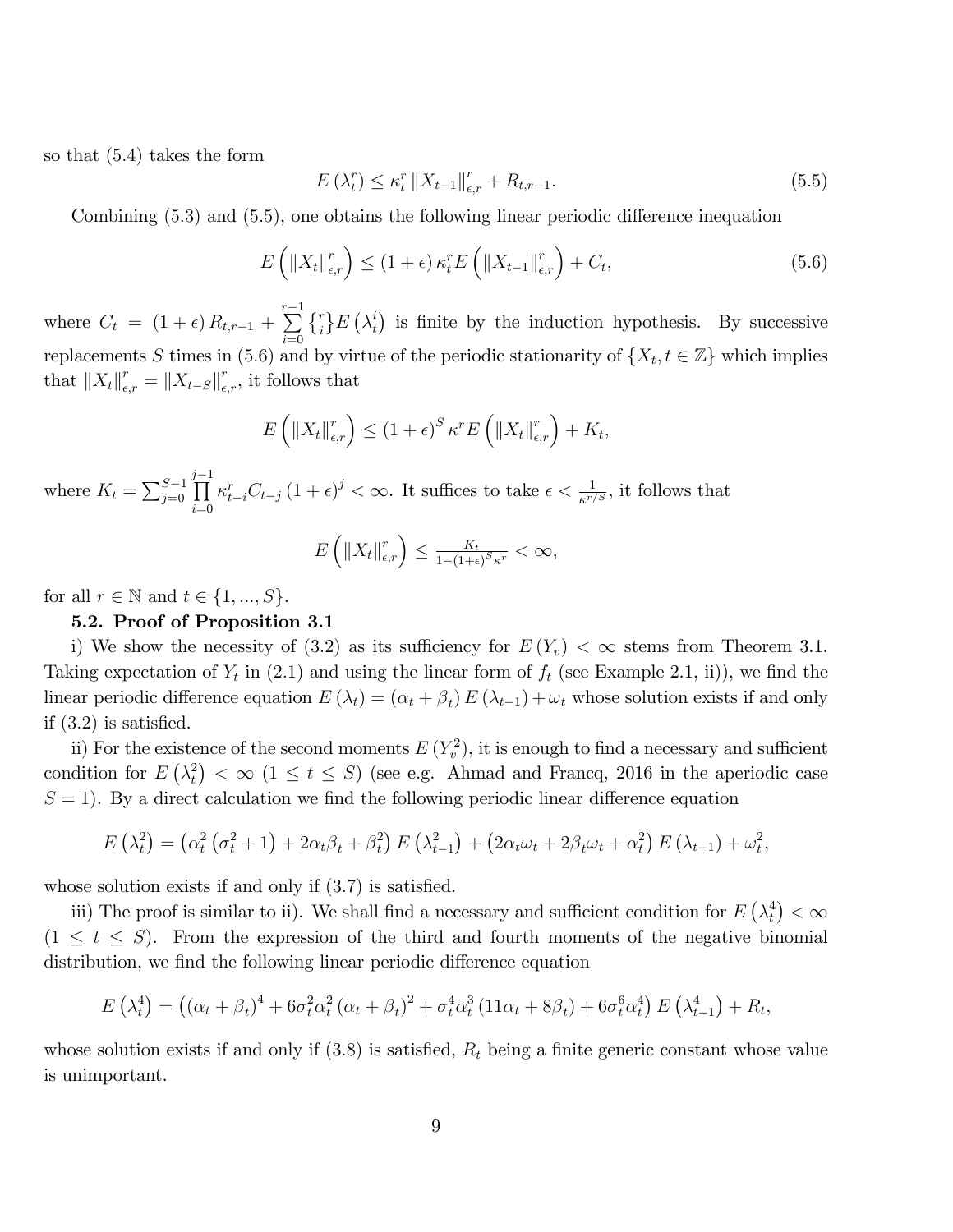so that (5.4) takes the form

$$E\left(\lambda_t^r\right) \leq \kappa_t^r \left\|X_{t-1}\right\|_{\epsilon,r}^r + R_{t,r-1}. \tag{5.5}$$

Combining (5.3) and (5.5), one obtains the following linear periodic difference inequation

$$E\left(\left\|X_t\right\|_{\epsilon,r}^r\right) \leq (1+\epsilon)\,\kappa_t^r E\left(\left\|X_{t-1}\right\|_{\epsilon,r}^r\right) + C_t, \tag{5.6}$$

where $C_t = (1+\epsilon)\,R_{t,r-1} + \sum\limits_{i=0}^{r-1} \left\{ {r \atop i} \right\} E\left(\lambda_t^i\right)$ is finite by the induction hypothesis. By successive replacements $S$ times in (5.6) and by virtue of the periodic stationarity of $\{X_t, t \in \mathbb{Z}\}$ which implies that $\left\|X_t\right\|_{\epsilon,r}^r = \left\|X_{t-S}\right\|_{\epsilon,r}^r$, it follows that

$$E\left(\left\|X_t\right\|_{\epsilon,r}^r\right) \leq (1+\epsilon)^S \kappa^r E\left(\left\|X_t\right\|_{\epsilon,r}^r\right) + K_t,$$

where $K_t = \sum_{j=0}^{S-1} \prod\limits_{i=0}^{j-1} \kappa_{t-i}^r C_{t-j}\,(1+\epsilon)^j < \infty$. It suffices to take $\epsilon < \frac{1}{\kappa^{r/S}}$, it follows that

$$E\left(\left\|X_t\right\|_{\epsilon,r}^r\right) \leq \frac{K_t}{1-(1+\epsilon)^S \kappa^r} < \infty,$$

for all $r \in \mathbb{N}$ and $t \in \{1, ..., S\}$.

### 5.2. Proof of Proposition 3.1

i) We show the necessity of (3.2) as its sufficiency for $E\left(Y_v\right) < \infty$ stems from Theorem 3.1. Taking expectation of $Y_t$ in (2.1) and using the linear form of $f_t$ (see Example 2.1, ii)), we find the linear periodic difference equation $E\left(\lambda_t\right) = \left(\alpha_t + \beta_t\right) E\left(\lambda_{t-1}\right) + \omega_t$ whose solution exists if and only if (3.2) is satisfied.

ii) For the existence of the second moments $E\left(Y_v^2\right)$, it is enough to find a necessary and sufficient condition for $E\left(\lambda_t^2\right) < \infty$ $(1 \leq t \leq S)$ (see e.g. Ahmad and Francq, 2016 in the aperiodic case $S = 1$). By a direct calculation we find the following periodic linear difference equation

$$E\left(\lambda_t^2\right) = \left(\alpha_t^2\left(\sigma_t^2+1\right) + 2\alpha_t\beta_t + \beta_t^2\right) E\left(\lambda_{t-1}^2\right) + \left(2\alpha_t\omega_t + 2\beta_t\omega_t + \alpha_t^2\right) E\left(\lambda_{t-1}\right) + \omega_t^2,$$

whose solution exists if and only if (3.7) is satisfied.

iii) The proof is similar to ii). We shall find a necessary and sufficient condition for $E\left(\lambda_t^4\right) < \infty$ $(1 \leq t \leq S)$. From the expression of the third and fourth moments of the negative binomial distribution, we find the following linear periodic difference equation

$$E\left(\lambda_t^4\right) = \left(\left(\alpha_t+\beta_t\right)^4 + 6\sigma_t^2\alpha_t^2\left(\alpha_t+\beta_t\right)^2 + \sigma_t^4\alpha_t^3\left(11\alpha_t + 8\beta_t\right) + 6\sigma_t^6\alpha_t^4\right) E\left(\lambda_{t-1}^4\right) + R_t,$$

whose solution exists if and only if (3.8) is satisfied, $R_t$ being a finite generic constant whose value is unimportant.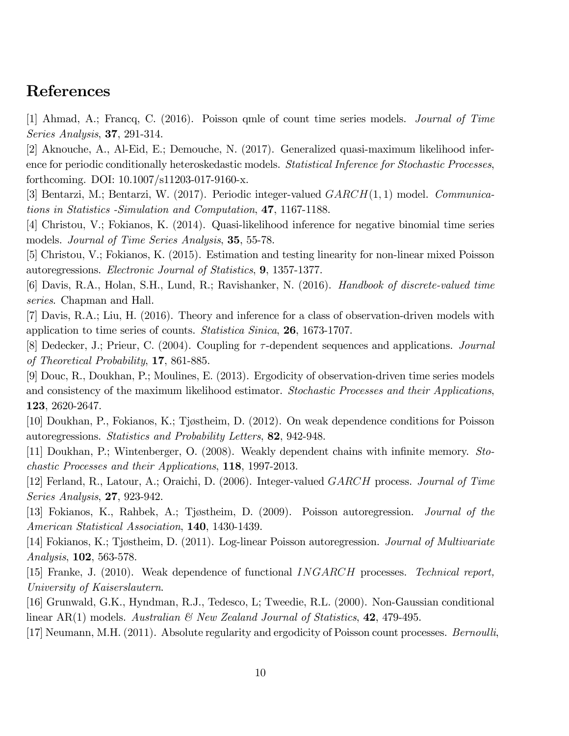## References

[1] Ahmad, A.; Francq, C. (2016). Poisson qmle of count time series models. *Journal of Time Series Analysis*, **37**, 291-314.

[2] Aknouche, A., Al-Eid, E.; Demouche, N. (2017). Generalized quasi-maximum likelihood inference for periodic conditionally heteroskedastic models. *Statistical Inference for Stochastic Processes*, forthcoming. DOI: 10.1007/s11203-017-9160-x.

[3] Bentarzi, M.; Bentarzi, W. (2017). Periodic integer-valued $GARCH(1,1)$ model. *Communications in Statistics -Simulation and Computation*, **47**, 1167-1188.

[4] Christou, V.; Fokianos, K. (2014). Quasi-likelihood inference for negative binomial time series models. *Journal of Time Series Analysis*, **35**, 55-78.

[5] Christou, V.; Fokianos, K. (2015). Estimation and testing linearity for non-linear mixed Poisson autoregressions. *Electronic Journal of Statistics*, **9**, 1357-1377.

[6] Davis, R.A., Holan, S.H., Lund, R.; Ravishanker, N. (2016). *Handbook of discrete-valued time series*. Chapman and Hall.

[7] Davis, R.A.; Liu, H. (2016). Theory and inference for a class of observation-driven models with application to time series of counts. *Statistica Sinica*, **26**, 1673-1707.

[8] Dedecker, J.; Prieur, C. (2004). Coupling for $\tau$-dependent sequences and applications. *Journal of Theoretical Probability*, **17**, 861-885.

[9] Douc, R., Doukhan, P.; Moulines, E. (2013). Ergodicity of observation-driven time series models and consistency of the maximum likelihood estimator. *Stochastic Processes and their Applications*, **123**, 2620-2647.

[10] Doukhan, P., Fokianos, K.; Tjøstheim, D. (2012). On weak dependence conditions for Poisson autoregressions. *Statistics and Probability Letters*, **82**, 942-948.

[11] Doukhan, P.; Wintenberger, O. (2008). Weakly dependent chains with infinite memory. *Stochastic Processes and their Applications*, **118**, 1997-2013.

[12] Ferland, R., Latour, A.; Oraichi, D. (2006). Integer-valued $GARCH$ process. *Journal of Time Series Analysis*, **27**, 923-942.

[13] Fokianos, K., Rahbek, A.; Tjøstheim, D. (2009). Poisson autoregression. *Journal of the American Statistical Association*, **140**, 1430-1439.

[14] Fokianos, K.; Tjøstheim, D. (2011). Log-linear Poisson autoregression. *Journal of Multivariate Analysis*, **102**, 563-578.

[15] Franke, J. (2010). Weak dependence of functional $INGARCH$ processes. *Technical report, University of Kaiserslautern.*

[16] Grunwald, G.K., Hyndman, R.J., Tedesco, L; Tweedie, R.L. (2000). Non-Gaussian conditional linear AR(1) models. *Australian & New Zealand Journal of Statistics*, **42**, 479-495.

[17] Neumann, M.H. (2011). Absolute regularity and ergodicity of Poisson count processes. *Bernoulli*,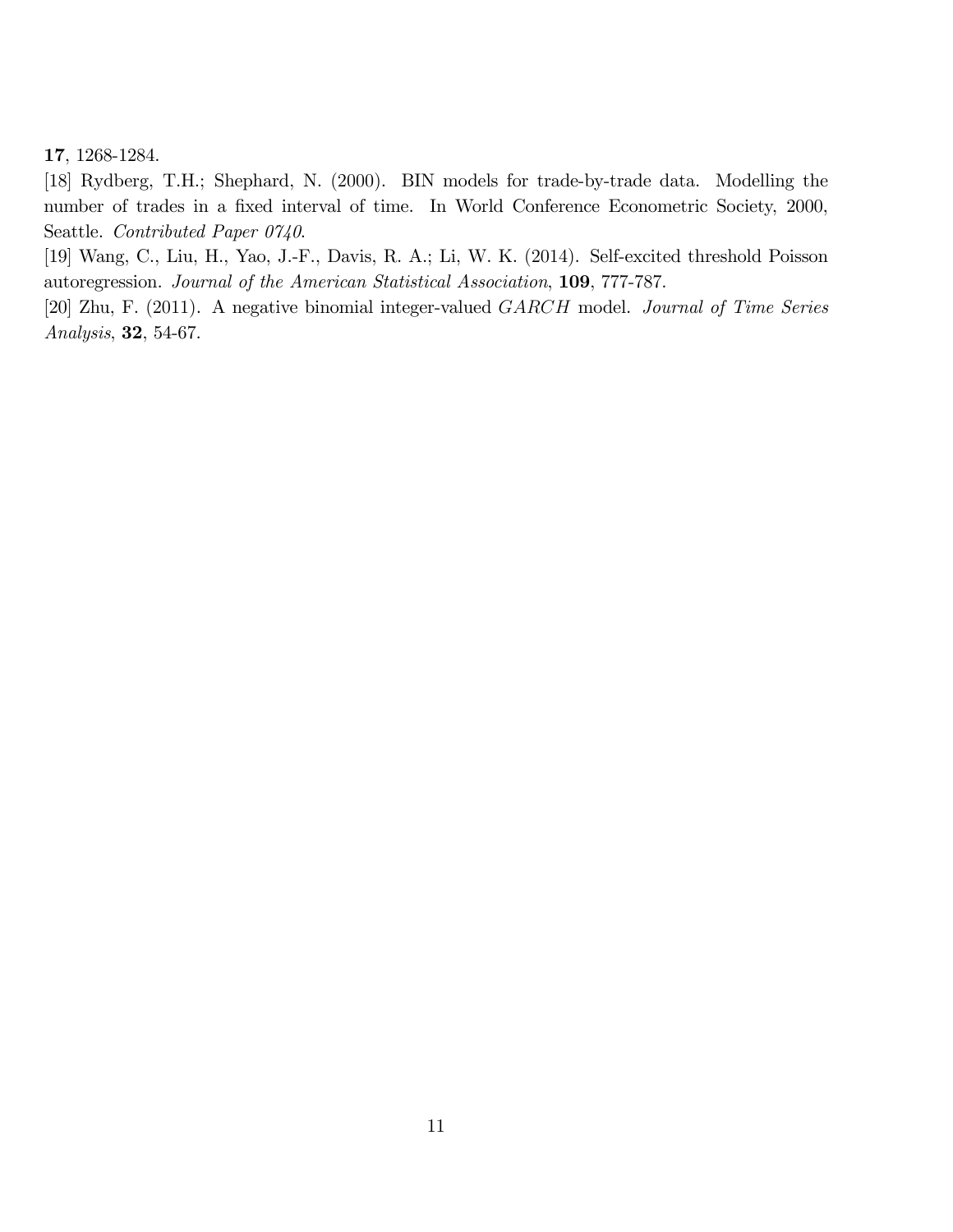**17**, 1268-1284.

[18] Rydberg, T.H.; Shephard, N. (2000). BIN models for trade-by-trade data. Modelling the number of trades in a fixed interval of time. In World Conference Econometric Society, 2000, Seattle. *Contributed Paper 0740*.

[19] Wang, C., Liu, H., Yao, J.-F., Davis, R. A.; Li, W. K. (2014). Self-excited threshold Poisson autoregression. *Journal of the American Statistical Association*, **109**, 777-787.

[20] Zhu, F. (2011). A negative binomial integer-valued $GARCH$ model. *Journal of Time Series Analysis*, **32**, 54-67.